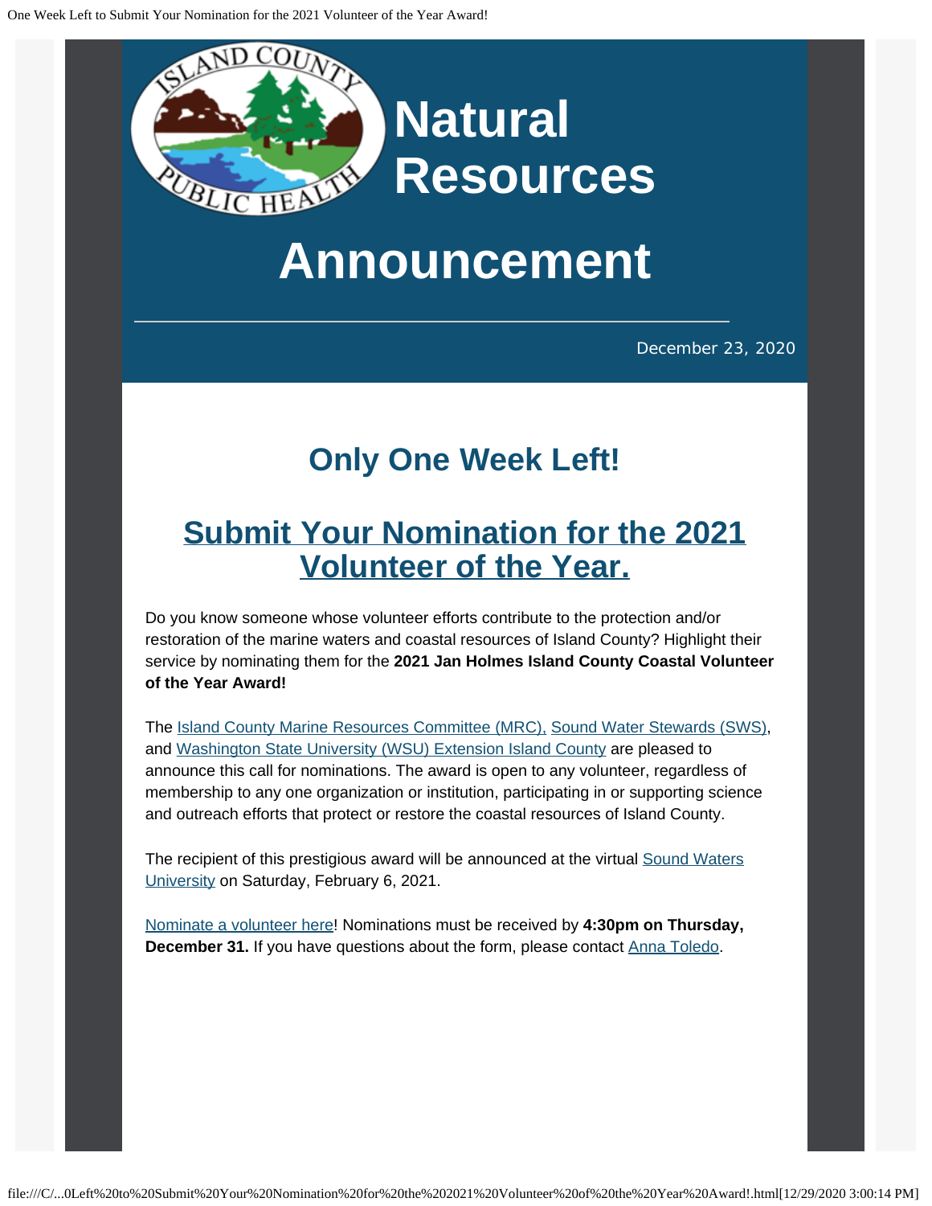# Natural Resources

# Announcement

December 23, 2020

## Only One Week Left!

## Submit Your Nomination for the 2021 Volunteer of the Year.

Do you know someone whose volunteer efforts contribute to the protection and/or restoration of the marine waters and coastal resources of Island County? Highlight their service by nominating them for the **2021 Jan Holmes Island County Coastal Volunteer of the Year Award!**

The Island County Marine Resources Committee (MRC), Sound Water Stewards (SWS), and Washington State University (WSU) Extension Island County are pleased to announce this call for nominations. The award is open to any volunteer, regardless of membership to any one organization or institution, participating in or supporting science and outreach efforts that protect or restore the coastal resources of Island County.

The recipient of this prestigious award will be announced at the virtual Sound Waters University on Saturday, February 6, 2021.

Nominate a volunteer here! Nominations must be received by **4:30pm on Thursday, December 31.** If you have questions about the form, please contact Anna Toledo.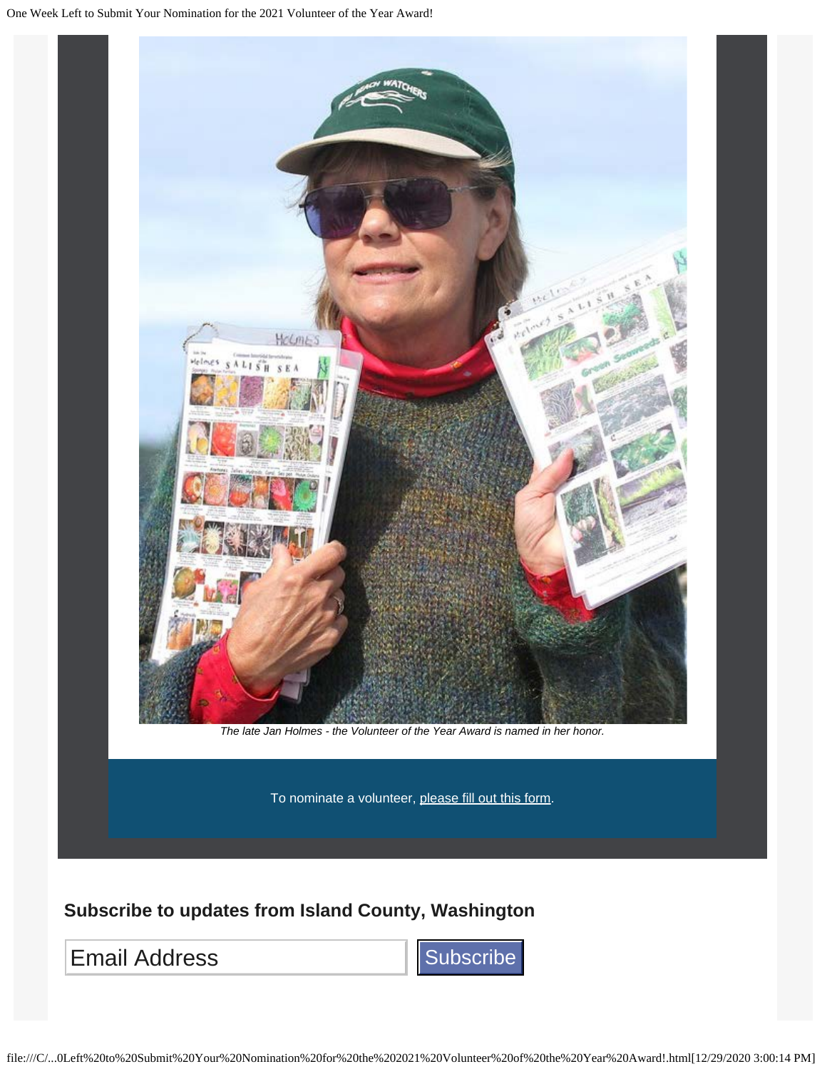*The late Jan Holmes - the Volunteer of the Year Award is named in her honor.*

To nominate a volunteer, please fill out this form.

**Subscribe to updates from Island County, Washington**

Email Address Subscribe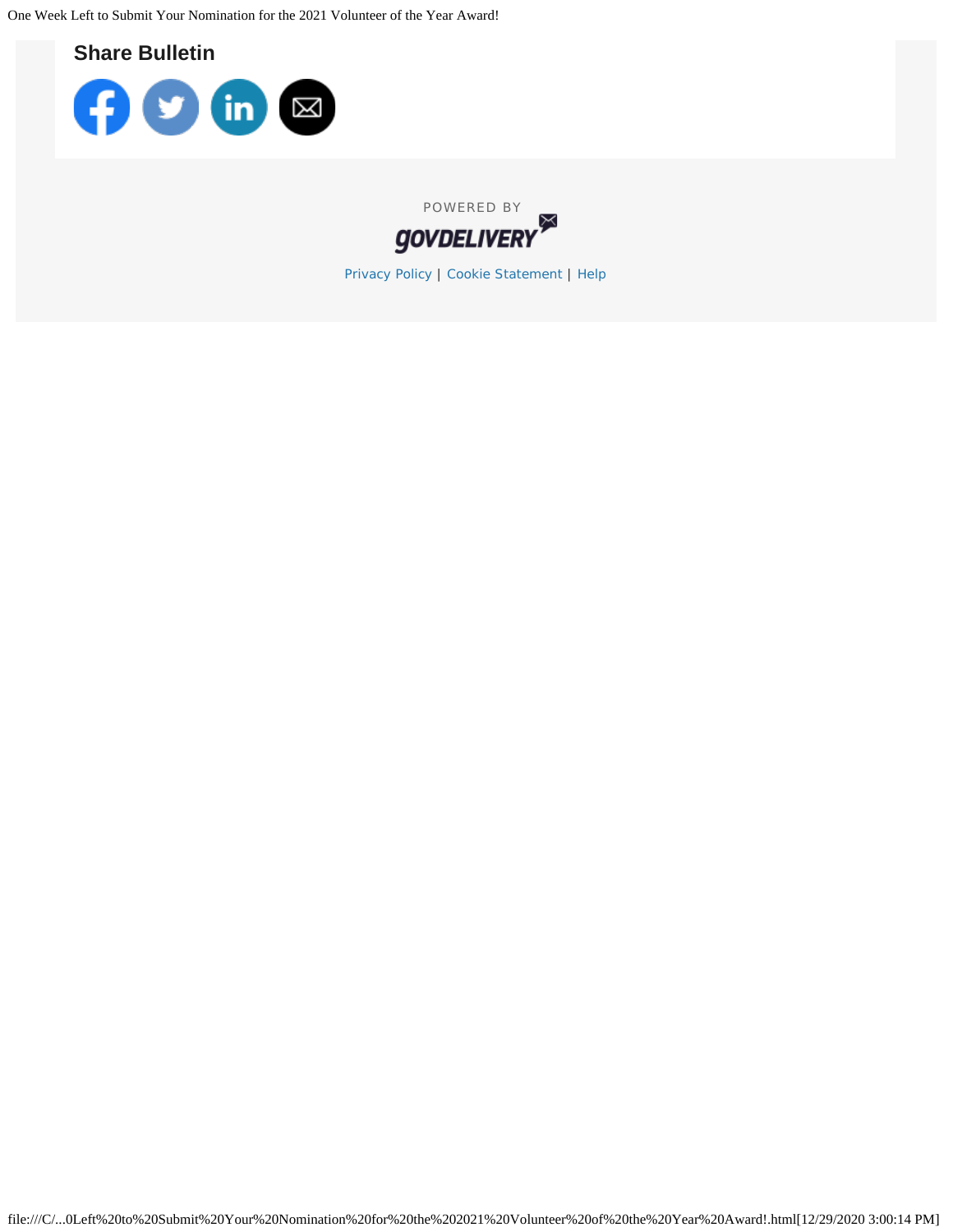## Share Bulletin

POWERED BY

GOVDELIVERY

Privacy Policy | Cookie Statement | Help